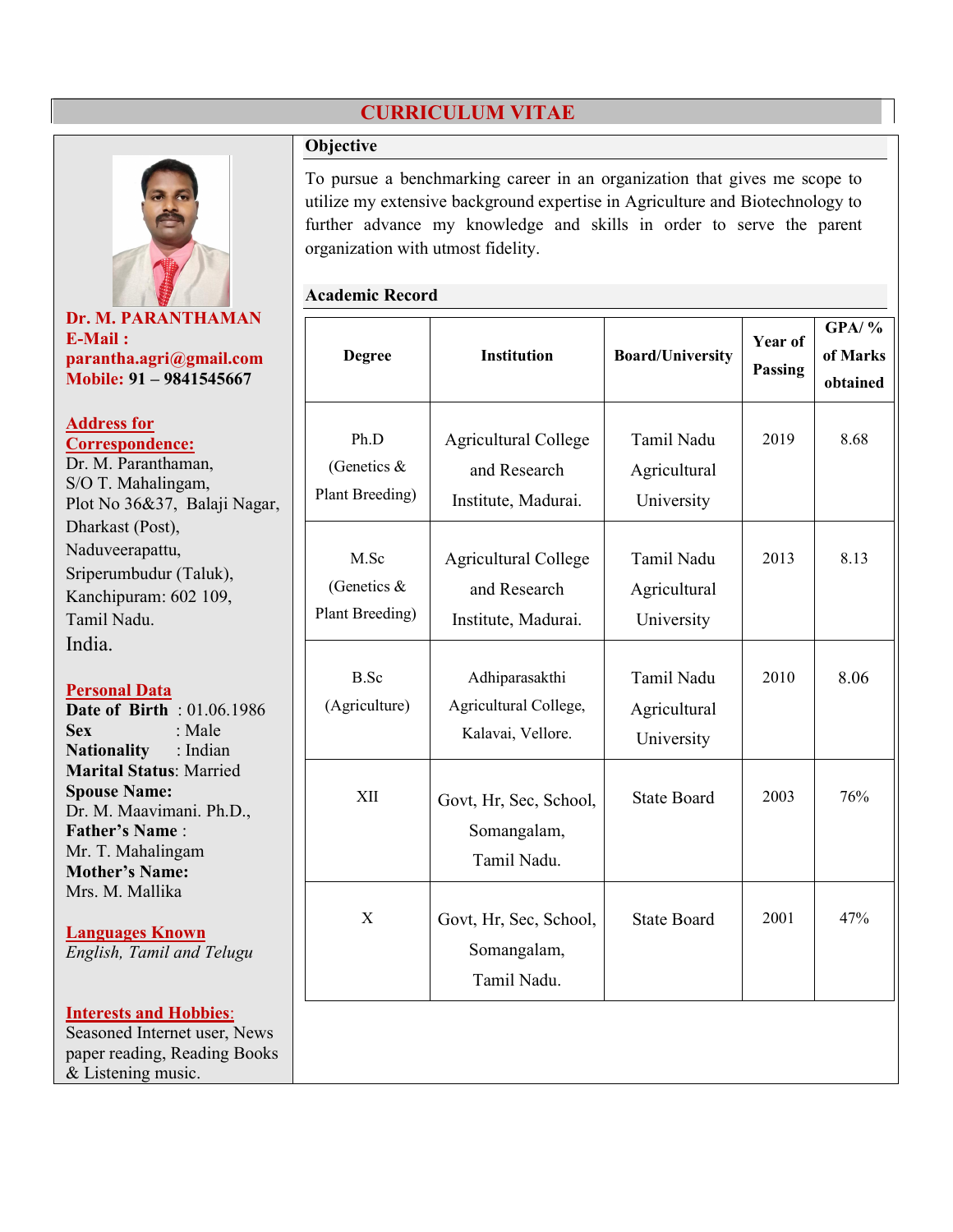# CURRICULUM VITAE

**Dr. M. PARANTHAMAN**
**E-Mail : parantha.agri@gmail.com**
**Mobile: 91 – 9841545667**

**Address for Correspondence:**
Dr. M. Paranthaman,
S/O T. Mahalingam,
Plot No 36&37, Balaji Nagar,
Dharkast (Post),
Naduveerapattu,
Sriperumbudur (Taluk),
Kanchipuram: 602 109,
Tamil Nadu.
India.

**Personal Data**
**Date of Birth** : 01.06.1986
**Sex** : Male
**Nationality** : Indian
**Marital Status**: Married
**Spouse Name:**
Dr. M. Maavimani. Ph.D.,
**Father's Name** :
Mr. T. Mahalingam
**Mother's Name:**
Mrs. M. Mallika

**Languages Known**
*English, Tamil and Telugu*

**Interests and Hobbies:**
Seasoned Internet user, News paper reading, Reading Books & Listening music.

## Objective

To pursue a benchmarking career in an organization that gives me scope to utilize my extensive background expertise in Agriculture and Biotechnology to further advance my knowledge and skills in order to serve the parent organization with utmost fidelity.

## Academic Record

| Degree | Institution | Board/University | Year of Passing | GPA/ % of Marks obtained |
|---|---|---|---|---|
| Ph.D (Genetics & Plant Breeding) | Agricultural College and Research Institute, Madurai. | Tamil Nadu Agricultural University | 2019 | 8.68 |
| M.Sc (Genetics & Plant Breeding) | Agricultural College and Research Institute, Madurai. | Tamil Nadu Agricultural University | 2013 | 8.13 |
| B.Sc (Agriculture) | Adhiparasakthi Agricultural College, Kalavai, Vellore. | Tamil Nadu Agricultural University | 2010 | 8.06 |
| XII | Govt, Hr, Sec, School, Somangalam, Tamil Nadu. | State Board | 2003 | 76% |
| X | Govt, Hr, Sec, School, Somangalam, Tamil Nadu. | State Board | 2001 | 47% |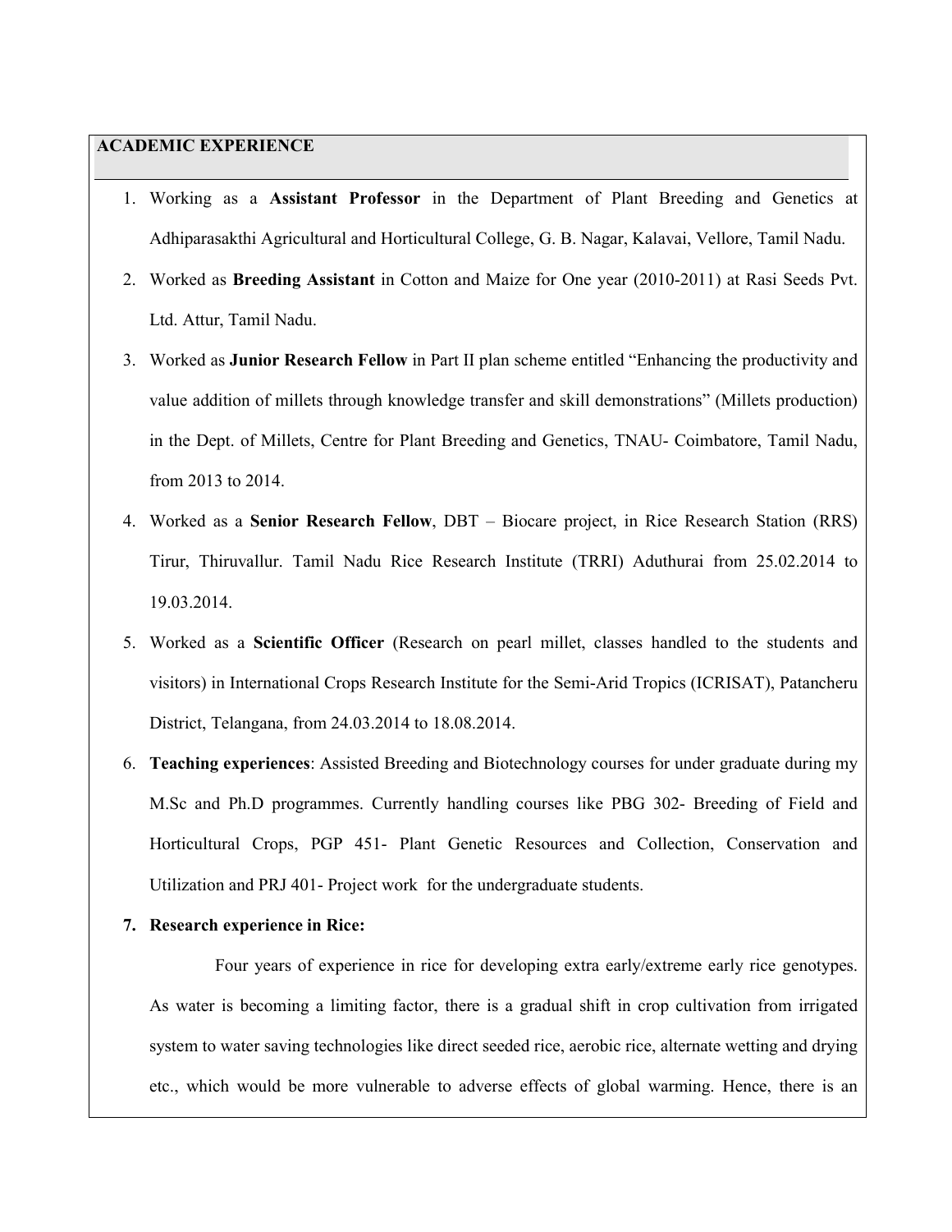## ACADEMIC EXPERIENCE

1. Working as a **Assistant Professor** in the Department of Plant Breeding and Genetics at Adhiparasakthi Agricultural and Horticultural College, G. B. Nagar, Kalavai, Vellore, Tamil Nadu.
2. Worked as **Breeding Assistant** in Cotton and Maize for One year (2010-2011) at Rasi Seeds Pvt. Ltd. Attur, Tamil Nadu.
3. Worked as **Junior Research Fellow** in Part II plan scheme entitled "Enhancing the productivity and value addition of millets through knowledge transfer and skill demonstrations" (Millets production) in the Dept. of Millets, Centre for Plant Breeding and Genetics, TNAU- Coimbatore, Tamil Nadu, from 2013 to 2014.
4. Worked as a **Senior Research Fellow**, DBT – Biocare project, in Rice Research Station (RRS) Tirur, Thiruvallur. Tamil Nadu Rice Research Institute (TRRI) Aduthurai from 25.02.2014 to 19.03.2014.
5. Worked as a **Scientific Officer** (Research on pearl millet, classes handled to the students and visitors) in International Crops Research Institute for the Semi-Arid Tropics (ICRISAT), Patancheru District, Telangana, from 24.03.2014 to 18.08.2014.
6. **Teaching experiences**: Assisted Breeding and Biotechnology courses for under graduate during my M.Sc and Ph.D programmes. Currently handling courses like PBG 302- Breeding of Field and Horticultural Crops, PGP 451- Plant Genetic Resources and Collection, Conservation and Utilization and PRJ 401- Project work for the undergraduate students.
7. **Research experience in Rice:**

   Four years of experience in rice for developing extra early/extreme early rice genotypes. As water is becoming a limiting factor, there is a gradual shift in crop cultivation from irrigated system to water saving technologies like direct seeded rice, aerobic rice, alternate wetting and drying etc., which would be more vulnerable to adverse effects of global warming. Hence, there is an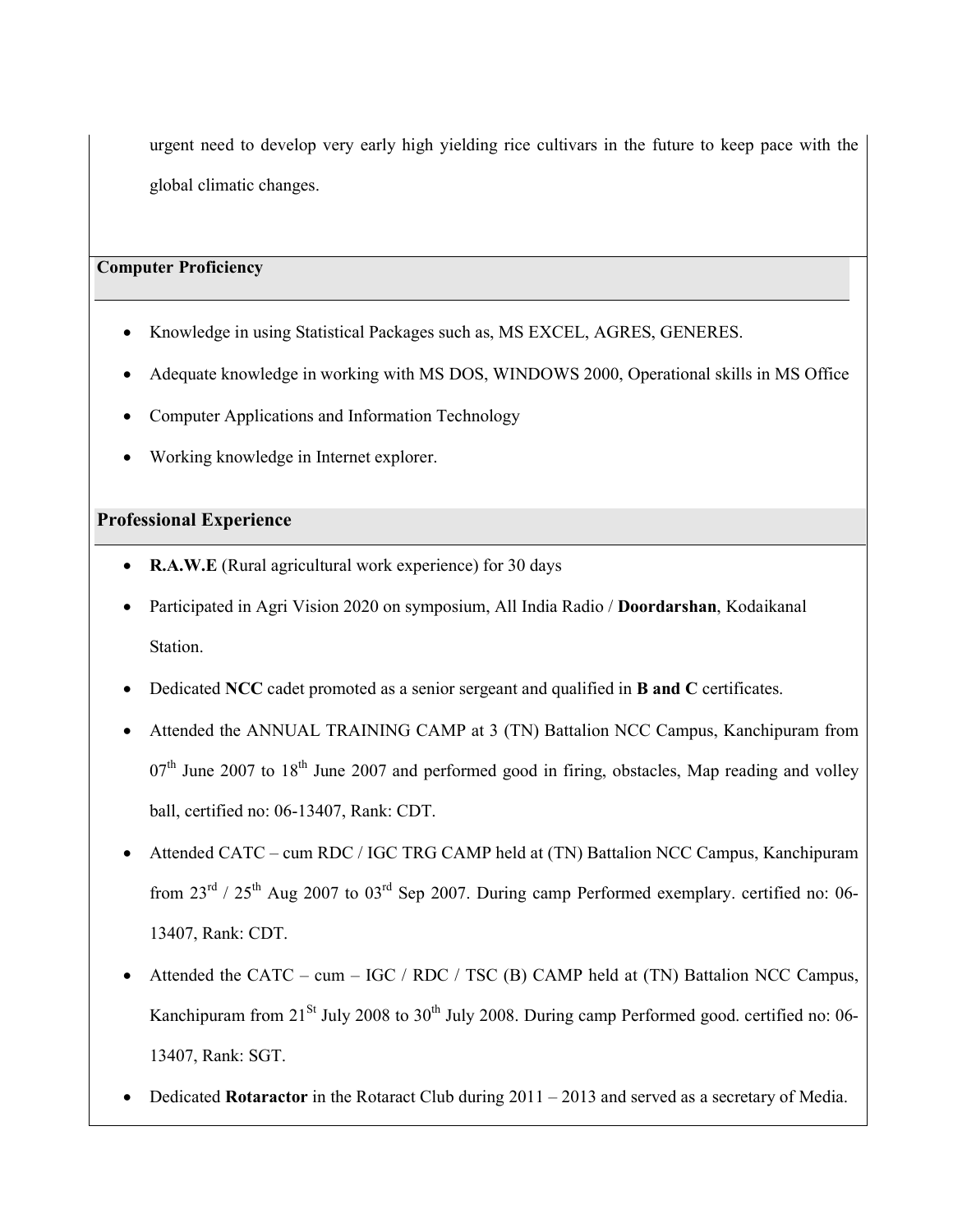urgent need to develop very early high yielding rice cultivars in the future to keep pace with the global climatic changes.

## Computer Proficiency

- Knowledge in using Statistical Packages such as, MS EXCEL, AGRES, GENERES.
- Adequate knowledge in working with MS DOS, WINDOWS 2000, Operational skills in MS Office
- Computer Applications and Information Technology
- Working knowledge in Internet explorer.

## Professional Experience

- **R.A.W.E** (Rural agricultural work experience) for 30 days
- Participated in Agri Vision 2020 on symposium, All India Radio / **Doordarshan**, Kodaikanal Station.
- Dedicated **NCC** cadet promoted as a senior sergeant and qualified in **B and C** certificates.
- Attended the ANNUAL TRAINING CAMP at 3 (TN) Battalion NCC Campus, Kanchipuram from 07th June 2007 to 18th June 2007 and performed good in firing, obstacles, Map reading and volley ball, certified no: 06-13407, Rank: CDT.
- Attended CATC – cum RDC / IGC TRG CAMP held at (TN) Battalion NCC Campus, Kanchipuram from 23rd / 25th Aug 2007 to 03rd Sep 2007. During camp Performed exemplary. certified no: 06-13407, Rank: CDT.
- Attended the CATC – cum – IGC / RDC / TSC (B) CAMP held at (TN) Battalion NCC Campus, Kanchipuram from 21St July 2008 to 30th July 2008. During camp Performed good. certified no: 06-13407, Rank: SGT.
- Dedicated **Rotaractor** in the Rotaract Club during 2011 – 2013 and served as a secretary of Media.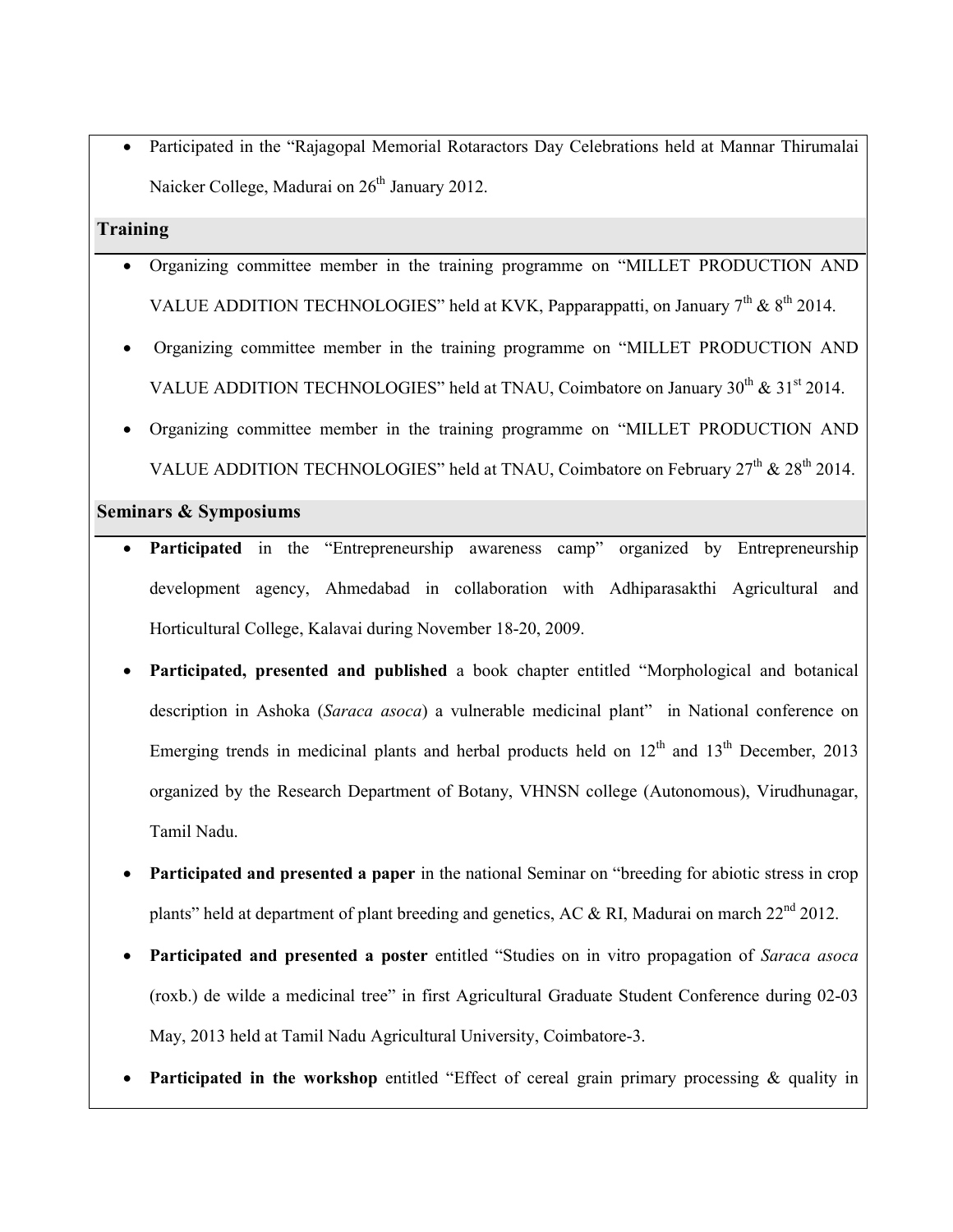- Participated in the "Rajagopal Memorial Rotaractors Day Celebrations held at Mannar Thirumalai Naicker College, Madurai on 26th January 2012.

## Training

- Organizing committee member in the training programme on "MILLET PRODUCTION AND VALUE ADDITION TECHNOLOGIES" held at KVK, Papparappatti, on January 7th & 8th 2014.
- Organizing committee member in the training programme on "MILLET PRODUCTION AND VALUE ADDITION TECHNOLOGIES" held at TNAU, Coimbatore on January 30th & 31st 2014.
- Organizing committee member in the training programme on "MILLET PRODUCTION AND VALUE ADDITION TECHNOLOGIES" held at TNAU, Coimbatore on February 27th & 28th 2014.

## Seminars & Symposiums

- **Participated** in the "Entrepreneurship awareness camp" organized by Entrepreneurship development agency, Ahmedabad in collaboration with Adhiparasakthi Agricultural and Horticultural College, Kalavai during November 18-20, 2009.
- **Participated, presented and published** a book chapter entitled "Morphological and botanical description in Ashoka (*Saraca asoca*) a vulnerable medicinal plant" in National conference on Emerging trends in medicinal plants and herbal products held on 12th and 13th December, 2013 organized by the Research Department of Botany, VHNSN college (Autonomous), Virudhunagar, Tamil Nadu.
- **Participated and presented a paper** in the national Seminar on "breeding for abiotic stress in crop plants" held at department of plant breeding and genetics, AC & RI, Madurai on march 22nd 2012.
- **Participated and presented a poster** entitled "Studies on in vitro propagation of *Saraca asoca* (roxb.) de wilde a medicinal tree" in first Agricultural Graduate Student Conference during 02-03 May, 2013 held at Tamil Nadu Agricultural University, Coimbatore-3.
- **Participated in the workshop** entitled "Effect of cereal grain primary processing & quality in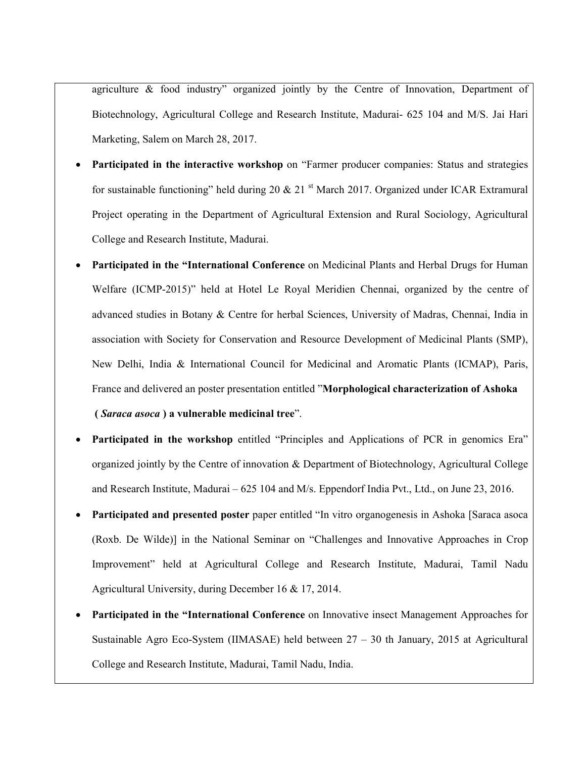agriculture & food industry" organized jointly by the Centre of Innovation, Department of Biotechnology, Agricultural College and Research Institute, Madurai- 625 104 and M/S. Jai Hari Marketing, Salem on March 28, 2017.

- **Participated in the interactive workshop** on "Farmer producer companies: Status and strategies for sustainable functioning" held during 20 & 21 st March 2017. Organized under ICAR Extramural Project operating in the Department of Agricultural Extension and Rural Sociology, Agricultural College and Research Institute, Madurai.
- **Participated in the "International Conference** on Medicinal Plants and Herbal Drugs for Human Welfare (ICMP-2015)" held at Hotel Le Royal Meridien Chennai, organized by the centre of advanced studies in Botany & Centre for herbal Sciences, University of Madras, Chennai, India in association with Society for Conservation and Resource Development of Medicinal Plants (SMP), New Delhi, India & International Council for Medicinal and Aromatic Plants (ICMAP), Paris, France and delivered an poster presentation entitled "**Morphological characterization of Ashoka ( *Saraca asoca* ) a vulnerable medicinal tree**".
- **Participated in the workshop** entitled "Principles and Applications of PCR in genomics Era" organized jointly by the Centre of innovation & Department of Biotechnology, Agricultural College and Research Institute, Madurai – 625 104 and M/s. Eppendorf India Pvt., Ltd., on June 23, 2016.
- **Participated and presented poster** paper entitled "In vitro organogenesis in Ashoka [Saraca asoca (Roxb. De Wilde)] in the National Seminar on "Challenges and Innovative Approaches in Crop Improvement" held at Agricultural College and Research Institute, Madurai, Tamil Nadu Agricultural University, during December 16 & 17, 2014.
- **Participated in the "International Conference** on Innovative insect Management Approaches for Sustainable Agro Eco-System (IIMASAE) held between 27 – 30 th January, 2015 at Agricultural College and Research Institute, Madurai, Tamil Nadu, India.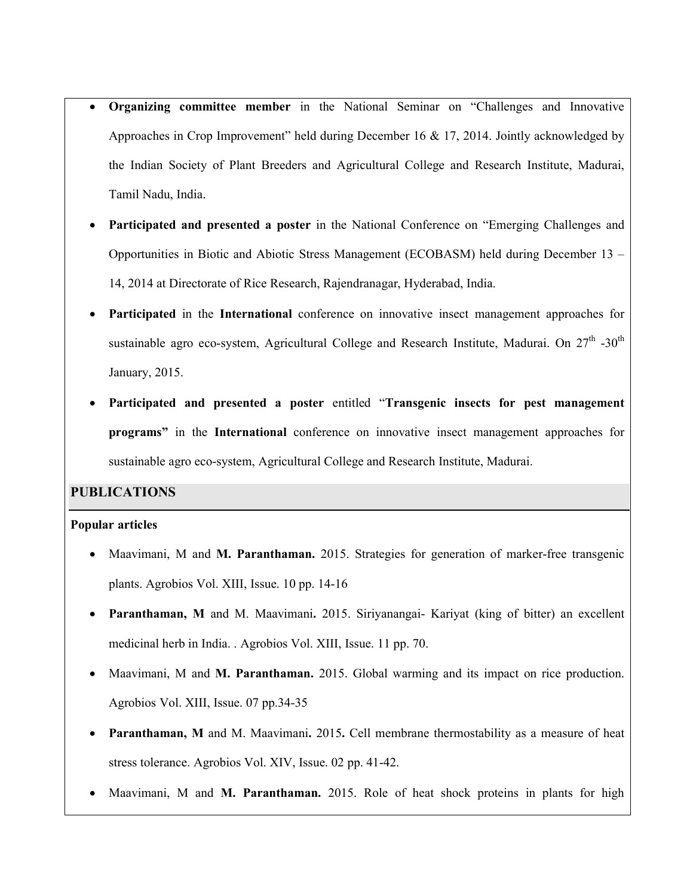- **Organizing committee member** in the National Seminar on "Challenges and Innovative Approaches in Crop Improvement" held during December 16 & 17, 2014. Jointly acknowledged by the Indian Society of Plant Breeders and Agricultural College and Research Institute, Madurai, Tamil Nadu, India.
- **Participated and presented a poster** in the National Conference on "Emerging Challenges and Opportunities in Biotic and Abiotic Stress Management (ECOBASM) held during December 13 – 14, 2014 at Directorate of Rice Research, Rajendranagar, Hyderabad, India.
- **Participated** in the **International** conference on innovative insect management approaches for sustainable agro eco-system, Agricultural College and Research Institute, Madurai. On 27th -30th January, 2015.
- **Participated and presented a poster** entitled "**Transgenic insects for pest management programs"** in the **International** conference on innovative insect management approaches for sustainable agro eco-system, Agricultural College and Research Institute, Madurai.

## PUBLICATIONS

**Popular articles**

- Maavimani, M and **M. Paranthaman.** 2015. Strategies for generation of marker-free transgenic plants. Agrobios Vol. XIII, Issue. 10 pp. 14-16
- **Paranthaman, M** and M. Maavimani**.** 2015. Siriyanangai- Kariyat (king of bitter) an excellent medicinal herb in India. . Agrobios Vol. XIII, Issue. 11 pp. 70.
- Maavimani, M and **M. Paranthaman.** 2015. Global warming and its impact on rice production. Agrobios Vol. XIII, Issue. 07 pp.34-35
- **Paranthaman, M** and M. Maavimani**.** 2015**.** Cell membrane thermostability as a measure of heat stress tolerance. Agrobios Vol. XIV, Issue. 02 pp. 41-42.
- Maavimani, M and **M. Paranthaman.** 2015. Role of heat shock proteins in plants for high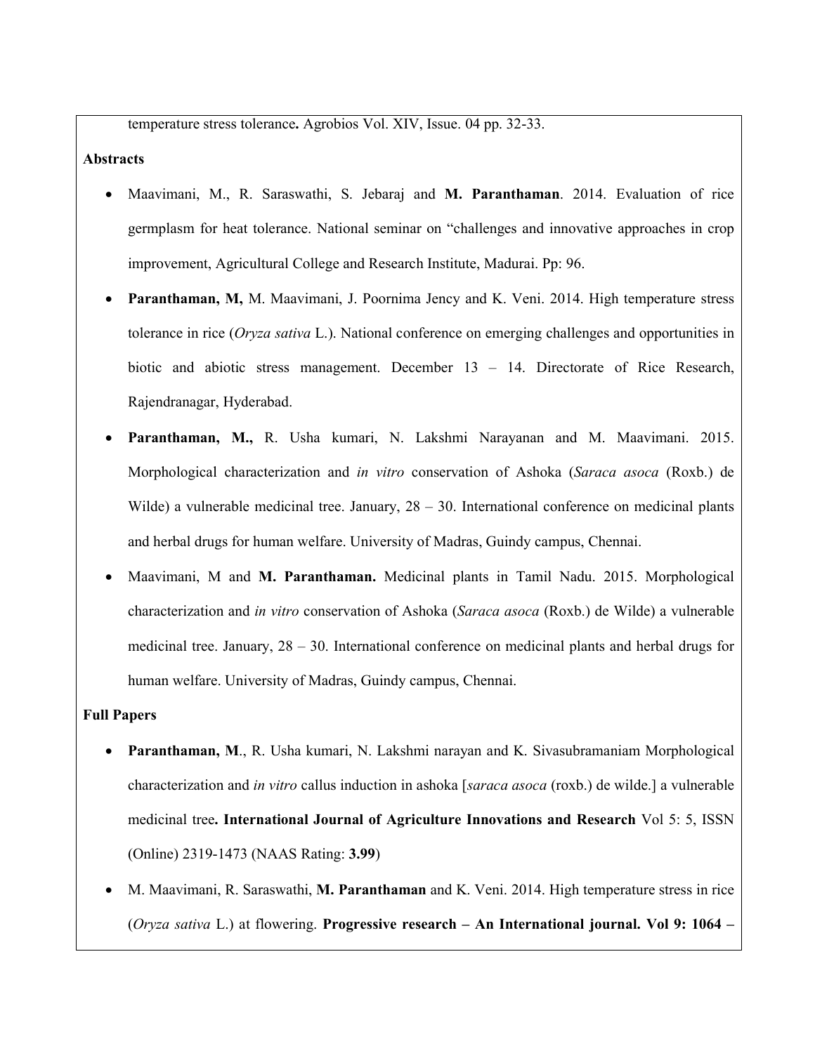temperature stress tolerance**.** Agrobios Vol. XIV, Issue. 04 pp. 32-33.

**Abstracts**

- Maavimani, M., R. Saraswathi, S. Jebaraj and **M. Paranthaman**. 2014. Evaluation of rice germplasm for heat tolerance. National seminar on "challenges and innovative approaches in crop improvement, Agricultural College and Research Institute, Madurai. Pp: 96.
- **Paranthaman, M,** M. Maavimani, J. Poornima Jency and K. Veni. 2014. High temperature stress tolerance in rice (*Oryza sativa* L.). National conference on emerging challenges and opportunities in biotic and abiotic stress management. December 13 – 14. Directorate of Rice Research, Rajendranagar, Hyderabad.
- **Paranthaman, M.,** R. Usha kumari, N. Lakshmi Narayanan and M. Maavimani. 2015. Morphological characterization and *in vitro* conservation of Ashoka (*Saraca asoca* (Roxb.) de Wilde) a vulnerable medicinal tree. January, 28 – 30. International conference on medicinal plants and herbal drugs for human welfare. University of Madras, Guindy campus, Chennai.
- Maavimani, M and **M. Paranthaman.** Medicinal plants in Tamil Nadu. 2015. Morphological characterization and *in vitro* conservation of Ashoka (*Saraca asoca* (Roxb.) de Wilde) a vulnerable medicinal tree. January, 28 – 30. International conference on medicinal plants and herbal drugs for human welfare. University of Madras, Guindy campus, Chennai.

**Full Papers**

- **Paranthaman, M**., R. Usha kumari, N. Lakshmi narayan and K. Sivasubramaniam Morphological characterization and *in vitro* callus induction in ashoka [*saraca asoca* (roxb.) de wilde.] a vulnerable medicinal tree**. International Journal of Agriculture Innovations and Research** Vol 5: 5, ISSN (Online) 2319-1473 (NAAS Rating: **3.99**)
- M. Maavimani, R. Saraswathi, **M. Paranthaman** and K. Veni. 2014. High temperature stress in rice (*Oryza sativa* L.) at flowering. **Progressive research – An International journal. Vol 9: 1064 –**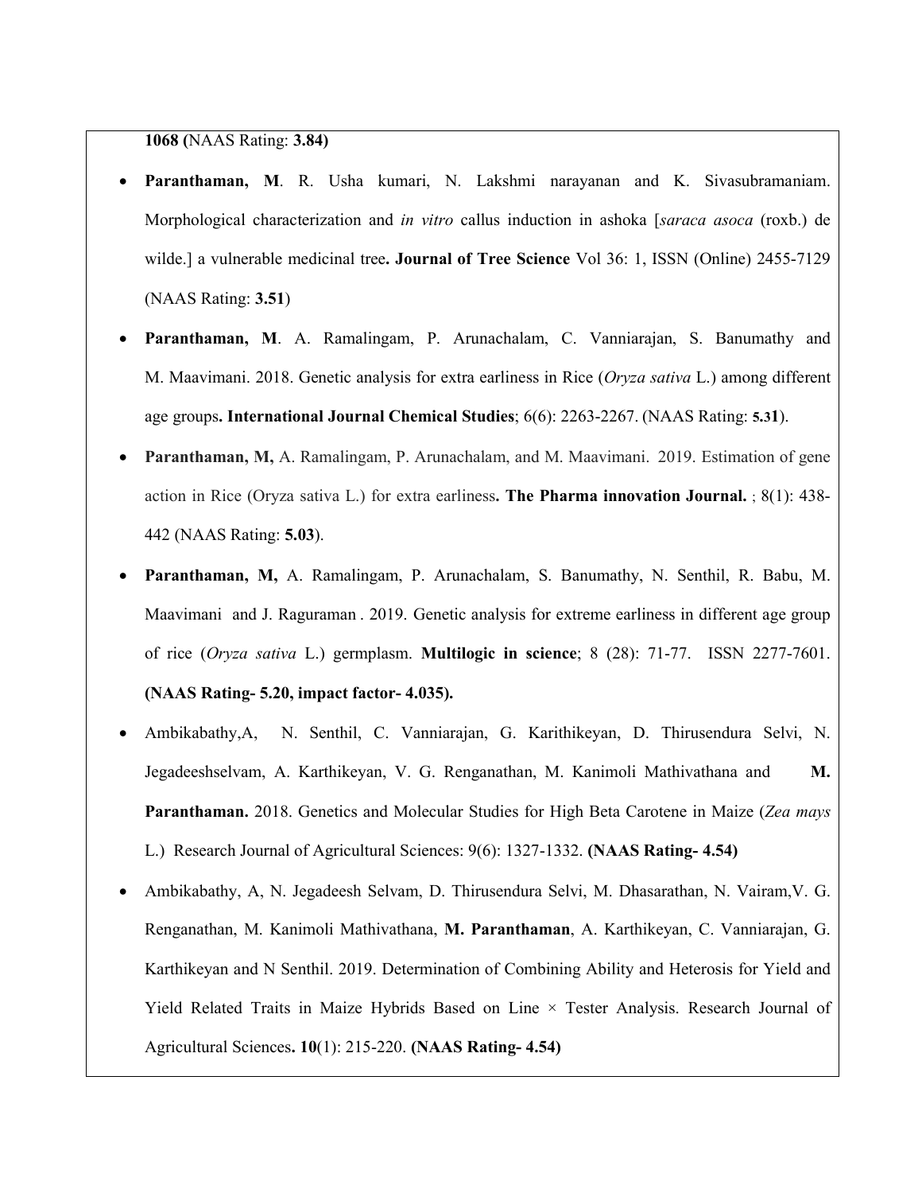**1068 (**NAAS Rating: **3.84)**

- **Paranthaman, M**. R. Usha kumari, N. Lakshmi narayanan and K. Sivasubramaniam. Morphological characterization and *in vitro* callus induction in ashoka [*saraca asoca* (roxb.) de wilde.] a vulnerable medicinal tree**. Journal of Tree Science** Vol 36: 1, ISSN (Online) 2455-7129 (NAAS Rating: **3.51**)
- **Paranthaman, M**. A. Ramalingam, P. Arunachalam, C. Vanniarajan, S. Banumathy and M. Maavimani. 2018. Genetic analysis for extra earliness in Rice (*Oryza sativa* L.) among different age groups**. International Journal Chemical Studies**; 6(6): 2263-2267. (NAAS Rating: **5.31**).
- **Paranthaman, M,** A. Ramalingam, P. Arunachalam, and M. Maavimani. 2019. Estimation of gene action in Rice (Oryza sativa L.) for extra earliness**. The Pharma innovation Journal.** ; 8(1): 438-442 (NAAS Rating: **5.03**).
- **Paranthaman, M,** A. Ramalingam, P. Arunachalam, S. Banumathy, N. Senthil, R. Babu, M. Maavimani and J. Raguraman . 2019. Genetic analysis for extreme earliness in different age group of rice (*Oryza sativa* L.) germplasm. **Multilogic in science**; 8 (28): 71-77. ISSN 2277-7601. **(NAAS Rating- 5.20, impact factor- 4.035).**
- Ambikabathy,A, N. Senthil, C. Vanniarajan, G. Karithikeyan, D. Thirusendura Selvi, N. Jegadeeshselvam, A. Karthikeyan, V. G. Renganathan, M. Kanimoli Mathivathana and **M. Paranthaman.** 2018. Genetics and Molecular Studies for High Beta Carotene in Maize (*Zea mays* L.) Research Journal of Agricultural Sciences: 9(6): 1327-1332. **(NAAS Rating- 4.54)**
- Ambikabathy, A, N. Jegadeesh Selvam, D. Thirusendura Selvi, M. Dhasarathan, N. Vairam,V. G. Renganathan, M. Kanimoli Mathivathana, **M. Paranthaman**, A. Karthikeyan, C. Vanniarajan, G. Karthikeyan and N Senthil. 2019. Determination of Combining Ability and Heterosis for Yield and Yield Related Traits in Maize Hybrids Based on Line × Tester Analysis. Research Journal of Agricultural Sciences**. 10**(1): 215-220. **(NAAS Rating- 4.54)**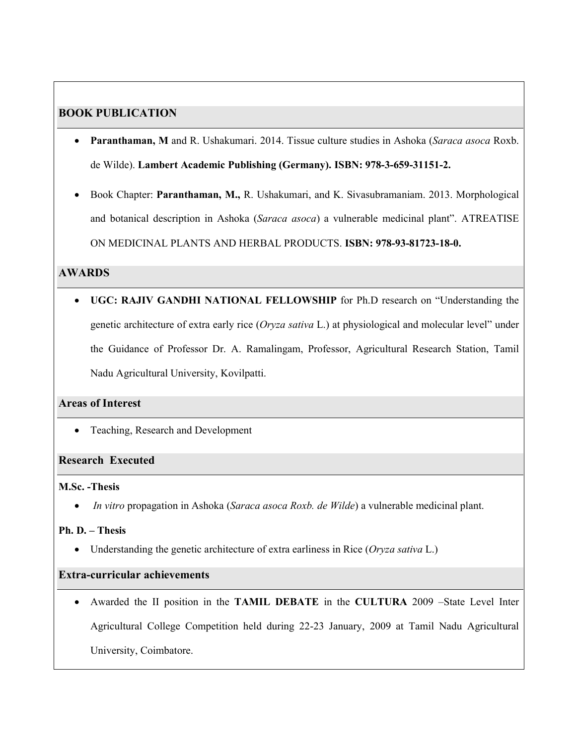## BOOK PUBLICATION

- **Paranthaman, M** and R. Ushakumari. 2014. Tissue culture studies in Ashoka (*Saraca asoca* Roxb. de Wilde). **Lambert Academic Publishing (Germany). ISBN: 978-3-659-31151-2.**
- Book Chapter: **Paranthaman, M.,** R. Ushakumari, and K. Sivasubramaniam. 2013. Morphological and botanical description in Ashoka (*Saraca asoca*) a vulnerable medicinal plant". ATREATISE ON MEDICINAL PLANTS AND HERBAL PRODUCTS. **ISBN: 978-93-81723-18-0.**

## AWARDS

- **UGC: RAJIV GANDHI NATIONAL FELLOWSHIP** for Ph.D research on "Understanding the genetic architecture of extra early rice (*Oryza sativa* L.) at physiological and molecular level" under the Guidance of Professor Dr. A. Ramalingam, Professor, Agricultural Research Station, Tamil Nadu Agricultural University, Kovilpatti.

## Areas of Interest

- Teaching, Research and Development

## Research Executed

**M.Sc. -Thesis**

- *In vitro* propagation in Ashoka (*Saraca asoca Roxb. de Wilde*) a vulnerable medicinal plant.

**Ph. D. – Thesis**

- Understanding the genetic architecture of extra earliness in Rice (*Oryza sativa* L.)

## Extra-curricular achievements

- Awarded the II position in the **TAMIL DEBATE** in the **CULTURA** 2009 –State Level Inter Agricultural College Competition held during 22-23 January, 2009 at Tamil Nadu Agricultural University, Coimbatore.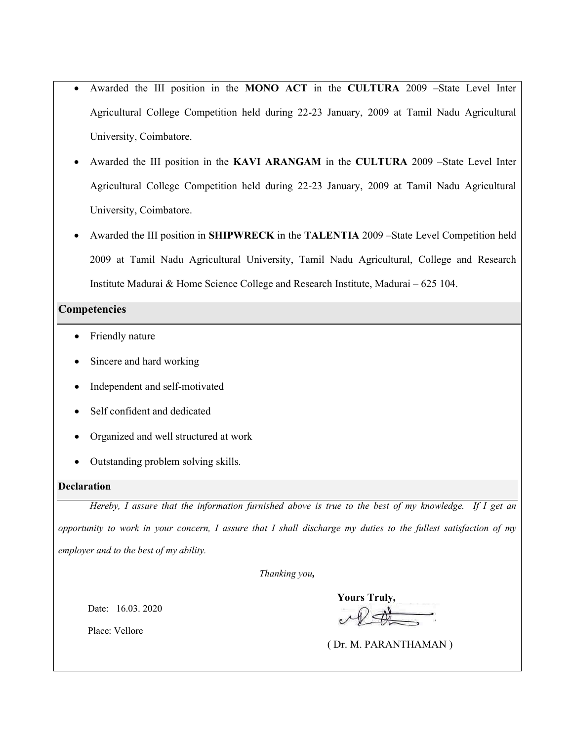- Awarded the III position in the **MONO ACT** in the **CULTURA** 2009 –State Level Inter Agricultural College Competition held during 22-23 January, 2009 at Tamil Nadu Agricultural University, Coimbatore.
- Awarded the III position in the **KAVI ARANGAM** in the **CULTURA** 2009 –State Level Inter Agricultural College Competition held during 22-23 January, 2009 at Tamil Nadu Agricultural University, Coimbatore.
- Awarded the III position in **SHIPWRECK** in the **TALENTIA** 2009 –State Level Competition held 2009 at Tamil Nadu Agricultural University, Tamil Nadu Agricultural, College and Research Institute Madurai & Home Science College and Research Institute, Madurai – 625 104.

## Competencies

- Friendly nature
- Sincere and hard working
- Independent and self-motivated
- Self confident and dedicated
- Organized and well structured at work
- Outstanding problem solving skills.

## Declaration

*Hereby, I assure that the information furnished above is true to the best of my knowledge. If I get an opportunity to work in your concern, I assure that I shall discharge my duties to the fullest satisfaction of my employer and to the best of my ability.*

*Thanking you,*

**Yours Truly,**

Date: 16.03. 2020

Place: Vellore

( Dr. M. PARANTHAMAN )